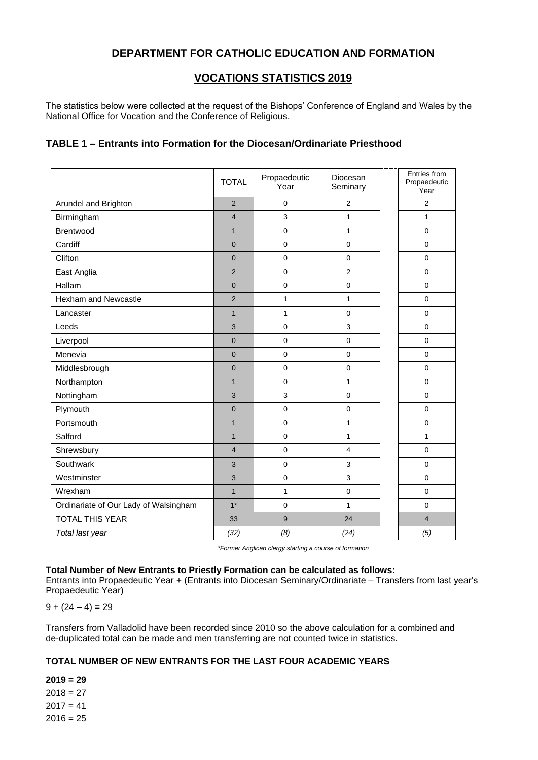## DEPARTMENT FOR CATHOLIC EDUCATION AND FORMATION

## VOCATIONS STATISTICS 2019

The statistics below were collected at the request of the Bishops' Conference of England and Wales by the National Office for Vocation and the Conference of Religious.

### TABLE 1 – Entrants into Formation for the Diocesan/Ordinariate Priesthood

| | TOTAL | Propaedeutic Year | Diocesan Seminary | Entries from Propaedeutic Year |
|---|---|---|---|---|
| Arundel and Brighton | 2 | 0 | 2 | 2 |
| Birmingham | 4 | 3 | 1 | 1 |
| Brentwood | 1 | 0 | 1 | 0 |
| Cardiff | 0 | 0 | 0 | 0 |
| Clifton | 0 | 0 | 0 | 0 |
| East Anglia | 2 | 0 | 2 | 0 |
| Hallam | 0 | 0 | 0 | 0 |
| Hexham and Newcastle | 2 | 1 | 1 | 0 |
| Lancaster | 1 | 1 | 0 | 0 |
| Leeds | 3 | 0 | 3 | 0 |
| Liverpool | 0 | 0 | 0 | 0 |
| Menevia | 0 | 0 | 0 | 0 |
| Middlesbrough | 0 | 0 | 0 | 0 |
| Northampton | 1 | 0 | 1 | 0 |
| Nottingham | 3 | 3 | 0 | 0 |
| Plymouth | 0 | 0 | 0 | 0 |
| Portsmouth | 1 | 0 | 1 | 0 |
| Salford | 1 | 0 | 1 | 1 |
| Shrewsbury | 4 | 0 | 4 | 0 |
| Southwark | 3 | 0 | 3 | 0 |
| Westminster | 3 | 0 | 3 | 0 |
| Wrexham | 1 | 1 | 0 | 0 |
| Ordinariate of Our Lady of Walsingham | 1* | 0 | 1 | 0 |
| TOTAL THIS YEAR | 33 | 9 | 24 | 4 |
| *Total last year* | *(32)* | *(8)* | *(24)* | *(5)* |

*\*Former Anglican clergy starting a course of formation*

**Total Number of New Entrants to Priestly Formation can be calculated as follows:**
Entrants into Propaedeutic Year + (Entrants into Diocesan Seminary/Ordinariate – Transfers from last year's Propaedeutic Year)

9 + (24 – 4) = 29

Transfers from Valladolid have been recorded since 2010 so the above calculation for a combined and de-duplicated total can be made and men transferring are not counted twice in statistics.

**TOTAL NUMBER OF NEW ENTRANTS FOR THE LAST FOUR ACADEMIC YEARS**

**2019 = 29**
2018 = 27
2017 = 41
2016 = 25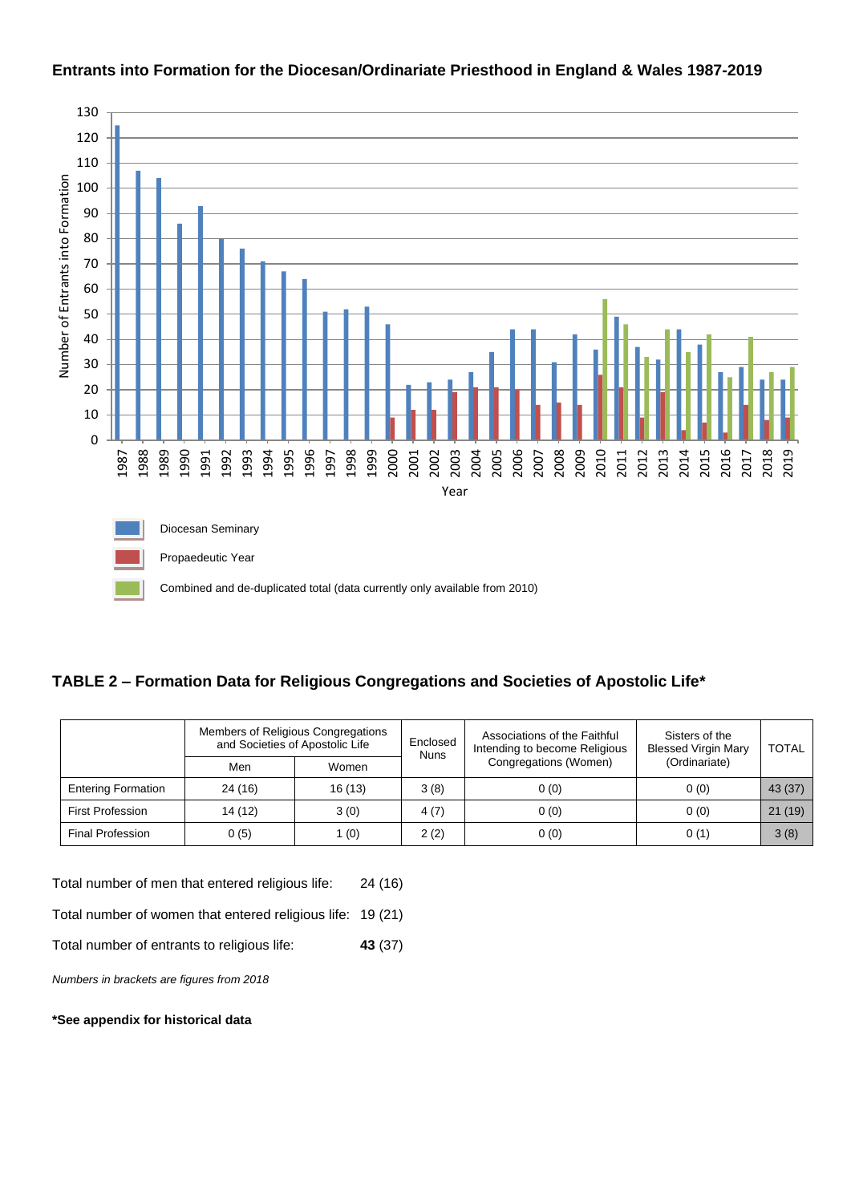## Entrants into Formation for the Diocesan/Ordinariate Priesthood in England & Wales 1987-2019

Diocesan Seminary

Propaedeutic Year

Combined and de-duplicated total (data currently only available from 2010)

## TABLE 2 – Formation Data for Religious Congregations and Societies of Apostolic Life*

| | Members of Religious Congregations and Societies of Apostolic Life | | Enclosed Nuns | Associations of the Faithful Intending to become Religious Congregations (Women) | Sisters of the Blessed Virgin Mary (Ordinariate) | TOTAL |
|---|---|---|---|---|---|---|
| | Men | Women | | | | |
| Entering Formation | 24 (16) | 16 (13) | 3 (8) | 0 (0) | 0 (0) | 43 (37) |
| First Profession | 14 (12) | 3 (0) | 4 (7) | 0 (0) | 0 (0) | 21 (19) |
| Final Profession | 0 (5) | 1 (0) | 2 (2) | 0 (0) | 0 (1) | 3 (8) |

Total number of men that entered religious life: 24 (16)

Total number of women that entered religious life: 19 (21)

Total number of entrants to religious life: **43** (37)

*Numbers in brackets are figures from 2018*

**\*See appendix for historical data**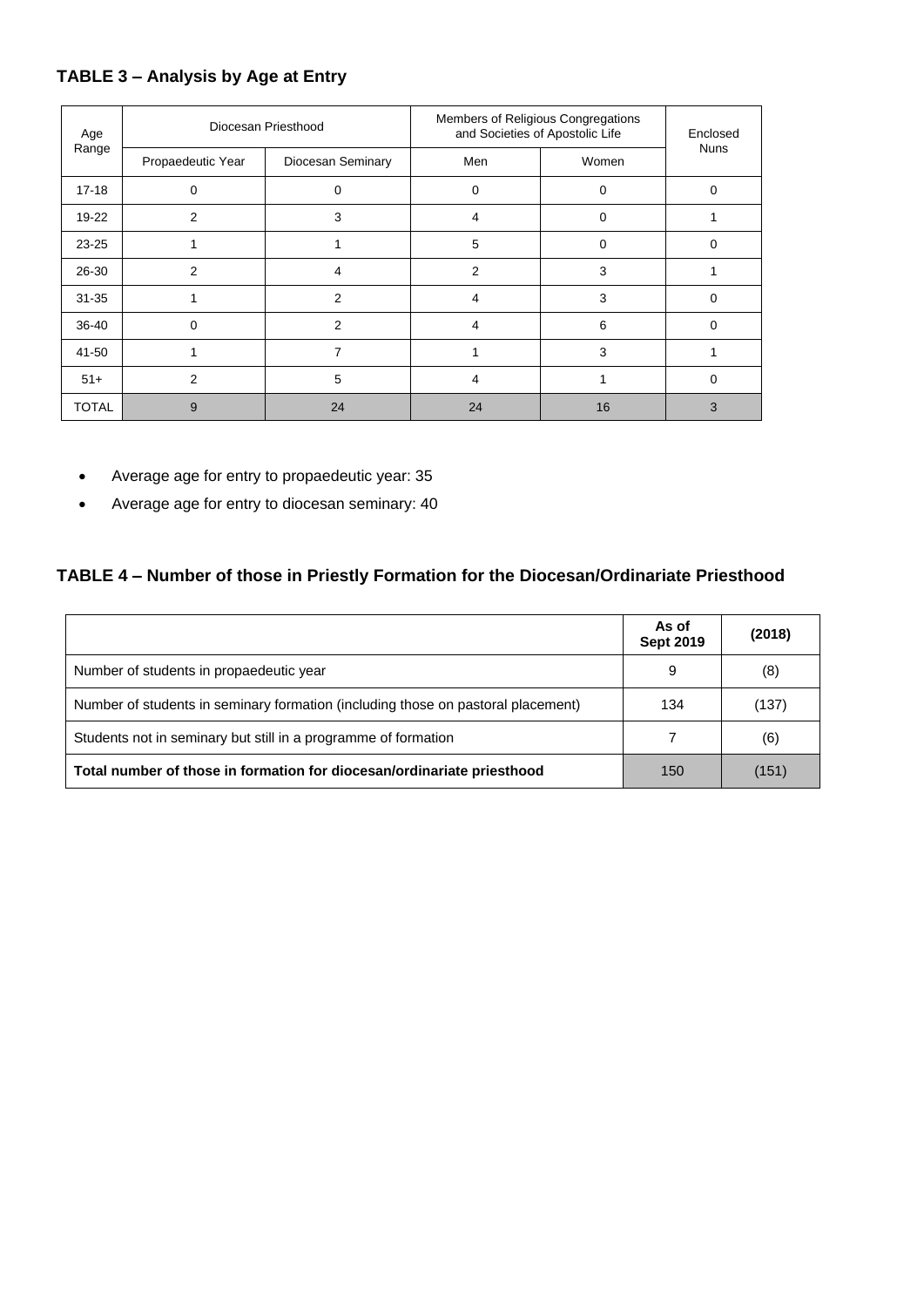### TABLE 3 – Analysis by Age at Entry

| Age Range | Diocesan Priesthood | | Members of Religious Congregations and Societies of Apostolic Life | | Enclosed Nuns |
|---|---|---|---|---|---|
| | Propaedeutic Year | Diocesan Seminary | Men | Women | |
| 17-18 | 0 | 0 | 0 | 0 | 0 |
| 19-22 | 2 | 3 | 4 | 0 | 1 |
| 23-25 | 1 | 1 | 5 | 0 | 0 |
| 26-30 | 2 | 4 | 2 | 3 | 1 |
| 31-35 | 1 | 2 | 4 | 3 | 0 |
| 36-40 | 0 | 2 | 4 | 6 | 0 |
| 41-50 | 1 | 7 | 1 | 3 | 1 |
| 51+ | 2 | 5 | 4 | 1 | 0 |
| TOTAL | 9 | 24 | 24 | 16 | 3 |

- Average age for entry to propaedeutic year: 35
- Average age for entry to diocesan seminary: 40

### TABLE 4 – Number of those in Priestly Formation for the Diocesan/Ordinariate Priesthood

| | As of Sept 2019 | (2018) |
|---|---|---|
| Number of students in propaedeutic year | 9 | (8) |
| Number of students in seminary formation (including those on pastoral placement) | 134 | (137) |
| Students not in seminary but still in a programme of formation | 7 | (6) |
| **Total number of those in formation for diocesan/ordinariate priesthood** | 150 | (151) |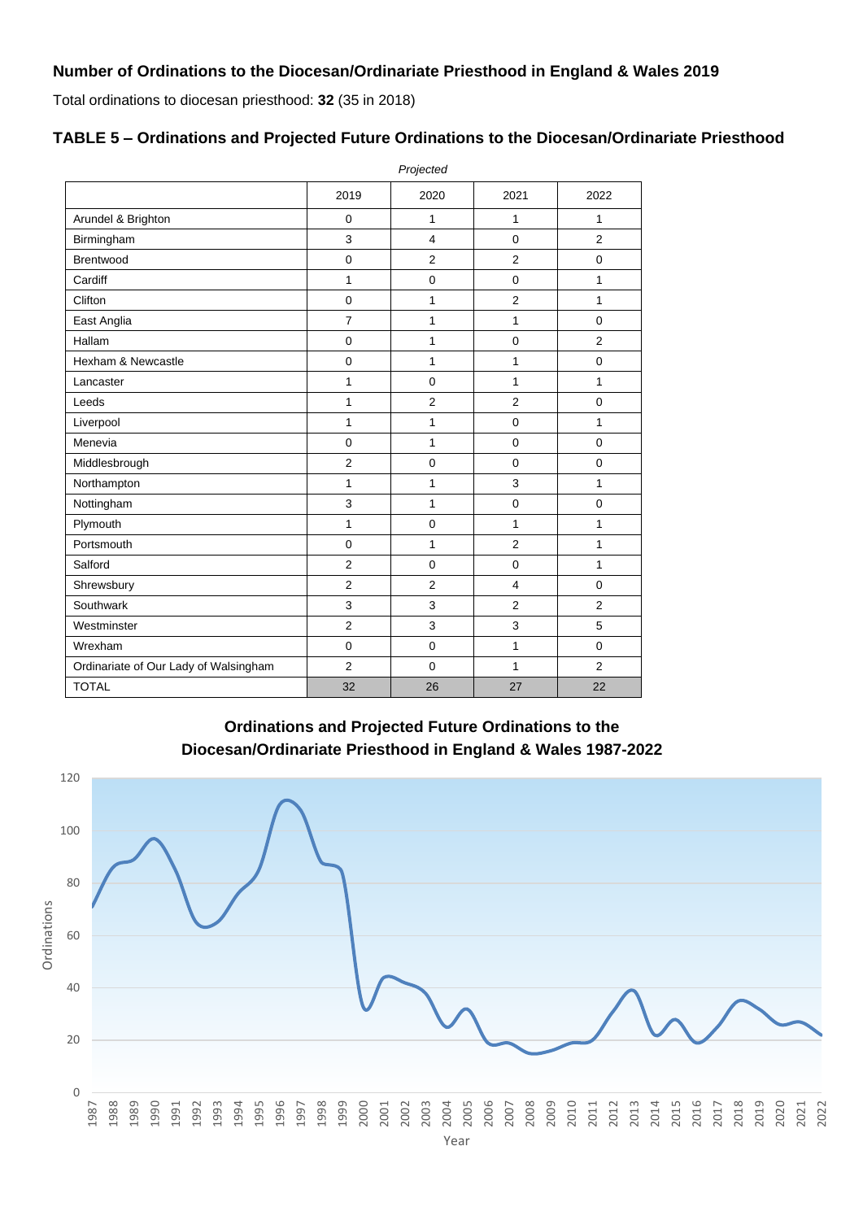## Number of Ordinations to the Diocesan/Ordinariate Priesthood in England & Wales 2019

Total ordinations to diocesan priesthood: **32** (35 in 2018)

## TABLE 5 – Ordinations and Projected Future Ordinations to the Diocesan/Ordinariate Priesthood

| | | *Projected* | | |
|---|---|---|---|---|
| | 2019 | 2020 | 2021 | 2022 |
| Arundel & Brighton | 0 | 1 | 1 | 1 |
| Birmingham | 3 | 4 | 0 | 2 |
| Brentwood | 0 | 2 | 2 | 0 |
| Cardiff | 1 | 0 | 0 | 1 |
| Clifton | 0 | 1 | 2 | 1 |
| East Anglia | 7 | 1 | 1 | 0 |
| Hallam | 0 | 1 | 0 | 2 |
| Hexham & Newcastle | 0 | 1 | 1 | 0 |
| Lancaster | 1 | 0 | 1 | 1 |
| Leeds | 1 | 2 | 2 | 0 |
| Liverpool | 1 | 1 | 0 | 1 |
| Menevia | 0 | 1 | 0 | 0 |
| Middlesbrough | 2 | 0 | 0 | 0 |
| Northampton | 1 | 1 | 3 | 1 |
| Nottingham | 3 | 1 | 0 | 0 |
| Plymouth | 1 | 0 | 1 | 1 |
| Portsmouth | 0 | 1 | 2 | 1 |
| Salford | 2 | 0 | 0 | 1 |
| Shrewsbury | 2 | 2 | 4 | 0 |
| Southwark | 3 | 3 | 2 | 2 |
| Westminster | 2 | 3 | 3 | 5 |
| Wrexham | 0 | 0 | 1 | 0 |
| Ordinariate of Our Lady of Walsingham | 2 | 0 | 1 | 2 |
| TOTAL | 32 | 26 | 27 | 22 |

**Ordinations and Projected Future Ordinations to the Diocesan/Ordinariate Priesthood in England & Wales 1987-2022**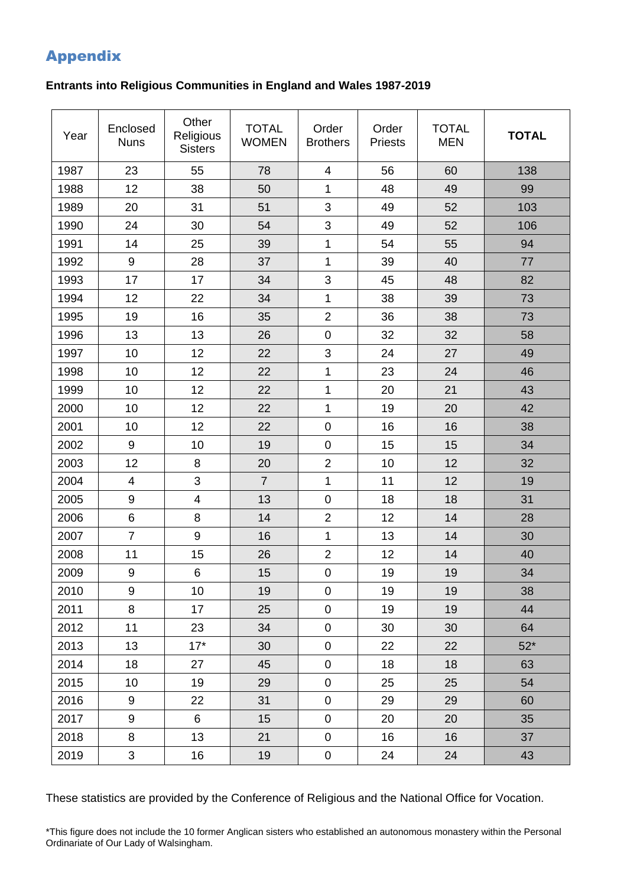## Appendix

**Entrants into Religious Communities in England and Wales 1987-2019**

| Year | Enclosed Nuns | Other Religious Sisters | TOTAL WOMEN | Order Brothers | Order Priests | TOTAL MEN | **TOTAL** |
|---|---|---|---|---|---|---|---|
| 1987 | 23 | 55 | 78 | 4 | 56 | 60 | 138 |
| 1988 | 12 | 38 | 50 | 1 | 48 | 49 | 99 |
| 1989 | 20 | 31 | 51 | 3 | 49 | 52 | 103 |
| 1990 | 24 | 30 | 54 | 3 | 49 | 52 | 106 |
| 1991 | 14 | 25 | 39 | 1 | 54 | 55 | 94 |
| 1992 | 9 | 28 | 37 | 1 | 39 | 40 | 77 |
| 1993 | 17 | 17 | 34 | 3 | 45 | 48 | 82 |
| 1994 | 12 | 22 | 34 | 1 | 38 | 39 | 73 |
| 1995 | 19 | 16 | 35 | 2 | 36 | 38 | 73 |
| 1996 | 13 | 13 | 26 | 0 | 32 | 32 | 58 |
| 1997 | 10 | 12 | 22 | 3 | 24 | 27 | 49 |
| 1998 | 10 | 12 | 22 | 1 | 23 | 24 | 46 |
| 1999 | 10 | 12 | 22 | 1 | 20 | 21 | 43 |
| 2000 | 10 | 12 | 22 | 1 | 19 | 20 | 42 |
| 2001 | 10 | 12 | 22 | 0 | 16 | 16 | 38 |
| 2002 | 9 | 10 | 19 | 0 | 15 | 15 | 34 |
| 2003 | 12 | 8 | 20 | 2 | 10 | 12 | 32 |
| 2004 | 4 | 3 | 7 | 1 | 11 | 12 | 19 |
| 2005 | 9 | 4 | 13 | 0 | 18 | 18 | 31 |
| 2006 | 6 | 8 | 14 | 2 | 12 | 14 | 28 |
| 2007 | 7 | 9 | 16 | 1 | 13 | 14 | 30 |
| 2008 | 11 | 15 | 26 | 2 | 12 | 14 | 40 |
| 2009 | 9 | 6 | 15 | 0 | 19 | 19 | 34 |
| 2010 | 9 | 10 | 19 | 0 | 19 | 19 | 38 |
| 2011 | 8 | 17 | 25 | 0 | 19 | 19 | 44 |
| 2012 | 11 | 23 | 34 | 0 | 30 | 30 | 64 |
| 2013 | 13 | 17* | 30 | 0 | 22 | 22 | 52* |
| 2014 | 18 | 27 | 45 | 0 | 18 | 18 | 63 |
| 2015 | 10 | 19 | 29 | 0 | 25 | 25 | 54 |
| 2016 | 9 | 22 | 31 | 0 | 29 | 29 | 60 |
| 2017 | 9 | 6 | 15 | 0 | 20 | 20 | 35 |
| 2018 | 8 | 13 | 21 | 0 | 16 | 16 | 37 |
| 2019 | 3 | 16 | 19 | 0 | 24 | 24 | 43 |

These statistics are provided by the Conference of Religious and the National Office for Vocation.

*This figure does not include the 10 former Anglican sisters who established an autonomous monastery within the Personal Ordinariate of Our Lady of Walsingham.